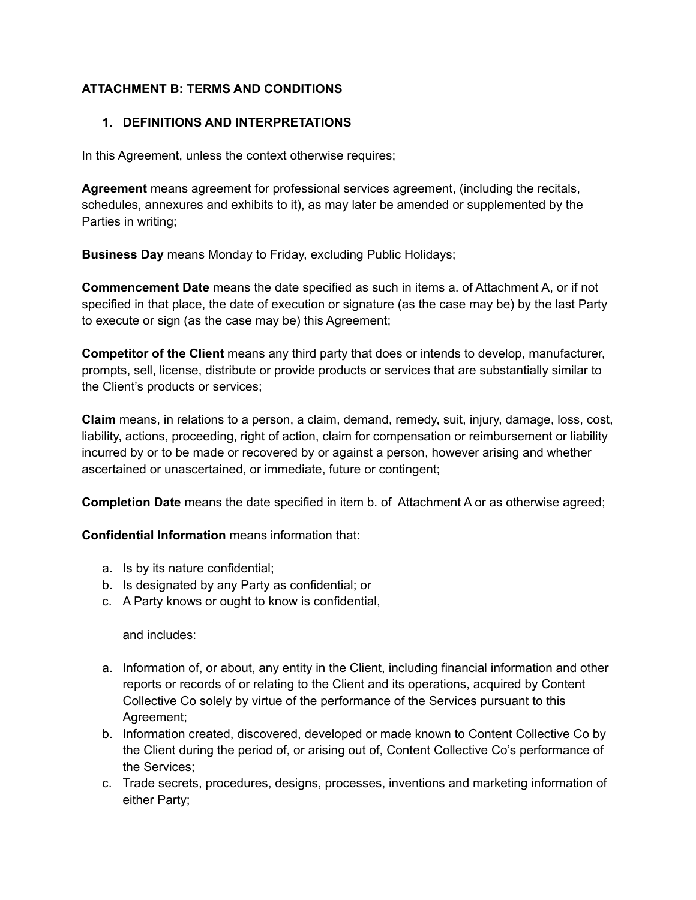## ATTACHMENT B: TERMS AND CONDITIONS

### 1. DEFINITIONS AND INTERPRETATIONS

In this Agreement, unless the context otherwise requires;

**Agreement** means agreement for professional services agreement, (including the recitals, schedules, annexures and exhibits to it), as may later be amended or supplemented by the Parties in writing;

**Business Day** means Monday to Friday, excluding Public Holidays;

**Commencement Date** means the date specified as such in items a. of Attachment A, or if not specified in that place, the date of execution or signature (as the case may be) by the last Party to execute or sign (as the case may be) this Agreement;

**Competitor of the Client** means any third party that does or intends to develop, manufacturer, prompts, sell, license, distribute or provide products or services that are substantially similar to the Client's products or services;

**Claim** means, in relations to a person, a claim, demand, remedy, suit, injury, damage, loss, cost, liability, actions, proceeding, right of action, claim for compensation or reimbursement or liability incurred by or to be made or recovered by or against a person, however arising and whether ascertained or unascertained, or immediate, future or contingent;

**Completion Date** means the date specified in item b. of Attachment A or as otherwise agreed;

**Confidential Information** means information that:

a. Is by its nature confidential;
b. Is designated by any Party as confidential; or
c. A Party knows or ought to know is confidential,

   and includes:

a. Information of, or about, any entity in the Client, including financial information and other reports or records of or relating to the Client and its operations, acquired by Content Collective Co solely by virtue of the performance of the Services pursuant to this Agreement;
b. Information created, discovered, developed or made known to Content Collective Co by the Client during the period of, or arising out of, Content Collective Co's performance of the Services;
c. Trade secrets, procedures, designs, processes, inventions and marketing information of either Party;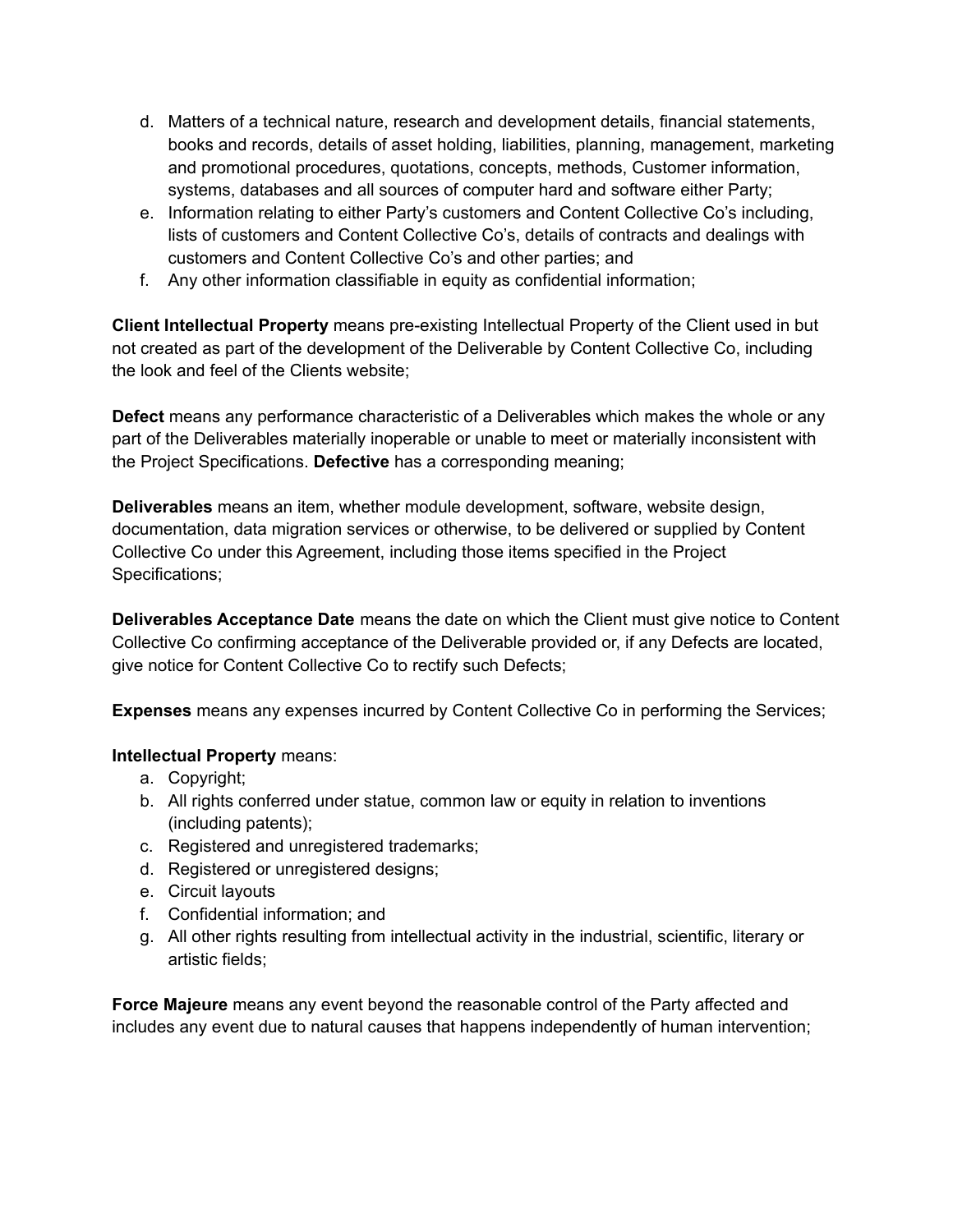d. Matters of a technical nature, research and development details, financial statements, books and records, details of asset holding, liabilities, planning, management, marketing and promotional procedures, quotations, concepts, methods, Customer information, systems, databases and all sources of computer hard and software either Party;
e. Information relating to either Party's customers and Content Collective Co's including, lists of customers and Content Collective Co's, details of contracts and dealings with customers and Content Collective Co's and other parties; and
f. Any other information classifiable in equity as confidential information;

**Client Intellectual Property** means pre-existing Intellectual Property of the Client used in but not created as part of the development of the Deliverable by Content Collective Co, including the look and feel of the Clients website;

**Defect** means any performance characteristic of a Deliverables which makes the whole or any part of the Deliverables materially inoperable or unable to meet or materially inconsistent with the Project Specifications. **Defective** has a corresponding meaning;

**Deliverables** means an item, whether module development, software, website design, documentation, data migration services or otherwise, to be delivered or supplied by Content Collective Co under this Agreement, including those items specified in the Project Specifications;

**Deliverables Acceptance Date** means the date on which the Client must give notice to Content Collective Co confirming acceptance of the Deliverable provided or, if any Defects are located, give notice for Content Collective Co to rectify such Defects;

**Expenses** means any expenses incurred by Content Collective Co in performing the Services;

**Intellectual Property** means:

a. Copyright;
b. All rights conferred under statue, common law or equity in relation to inventions (including patents);
c. Registered and unregistered trademarks;
d. Registered or unregistered designs;
e. Circuit layouts
f. Confidential information; and
g. All other rights resulting from intellectual activity in the industrial, scientific, literary or artistic fields;

**Force Majeure** means any event beyond the reasonable control of the Party affected and includes any event due to natural causes that happens independently of human intervention;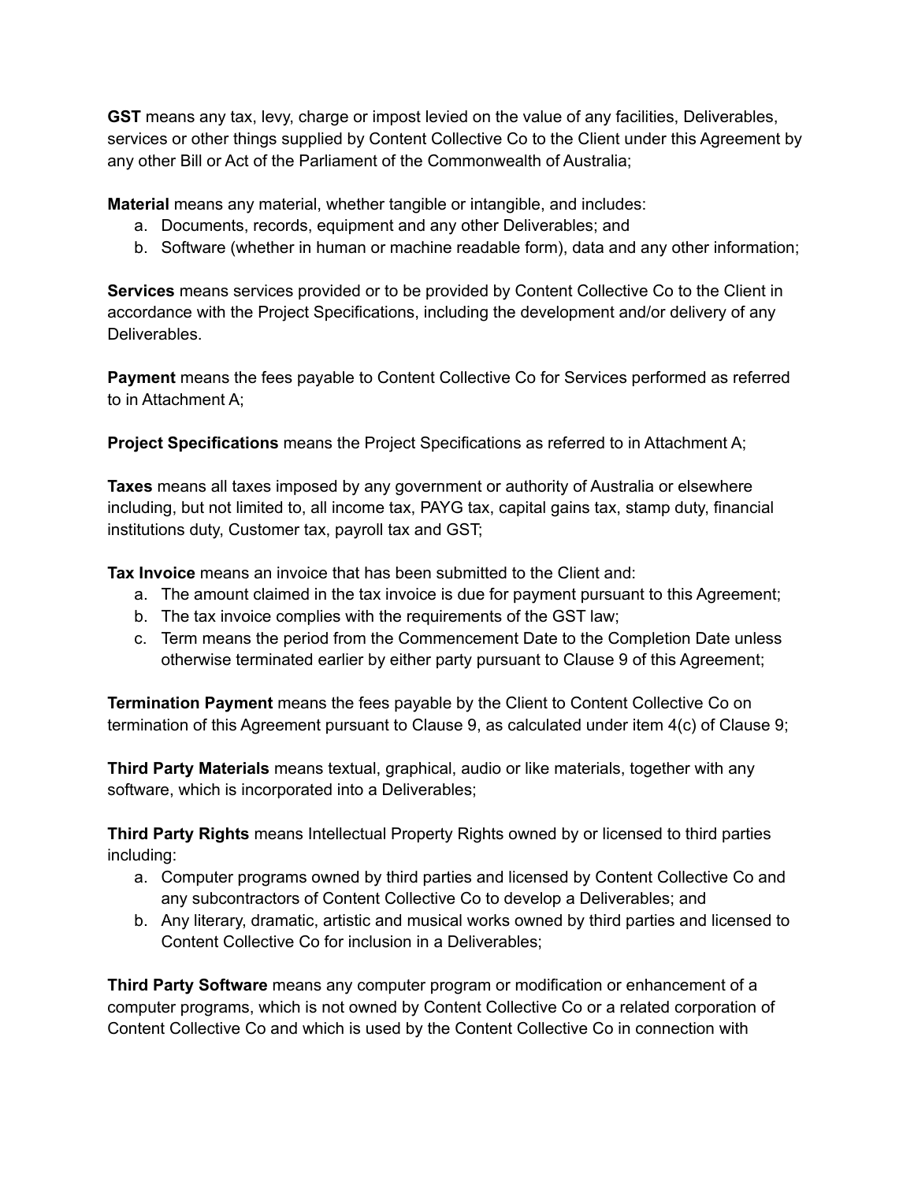**GST** means any tax, levy, charge or impost levied on the value of any facilities, Deliverables, services or other things supplied by Content Collective Co to the Client under this Agreement by any other Bill or Act of the Parliament of the Commonwealth of Australia;

**Material** means any material, whether tangible or intangible, and includes:

a. Documents, records, equipment and any other Deliverables; and
b. Software (whether in human or machine readable form), data and any other information;

**Services** means services provided or to be provided by Content Collective Co to the Client in accordance with the Project Specifications, including the development and/or delivery of any Deliverables.

**Payment** means the fees payable to Content Collective Co for Services performed as referred to in Attachment A;

**Project Specifications** means the Project Specifications as referred to in Attachment A;

**Taxes** means all taxes imposed by any government or authority of Australia or elsewhere including, but not limited to, all income tax, PAYG tax, capital gains tax, stamp duty, financial institutions duty, Customer tax, payroll tax and GST;

**Tax Invoice** means an invoice that has been submitted to the Client and:

a. The amount claimed in the tax invoice is due for payment pursuant to this Agreement;
b. The tax invoice complies with the requirements of the GST law;
c. Term means the period from the Commencement Date to the Completion Date unless otherwise terminated earlier by either party pursuant to Clause 9 of this Agreement;

**Termination Payment** means the fees payable by the Client to Content Collective Co on termination of this Agreement pursuant to Clause 9, as calculated under item 4(c) of Clause 9;

**Third Party Materials** means textual, graphical, audio or like materials, together with any software, which is incorporated into a Deliverables;

**Third Party Rights** means Intellectual Property Rights owned by or licensed to third parties including:

a. Computer programs owned by third parties and licensed by Content Collective Co and any subcontractors of Content Collective Co to develop a Deliverables; and
b. Any literary, dramatic, artistic and musical works owned by third parties and licensed to Content Collective Co for inclusion in a Deliverables;

**Third Party Software** means any computer program or modification or enhancement of a computer programs, which is not owned by Content Collective Co or a related corporation of Content Collective Co and which is used by the Content Collective Co in connection with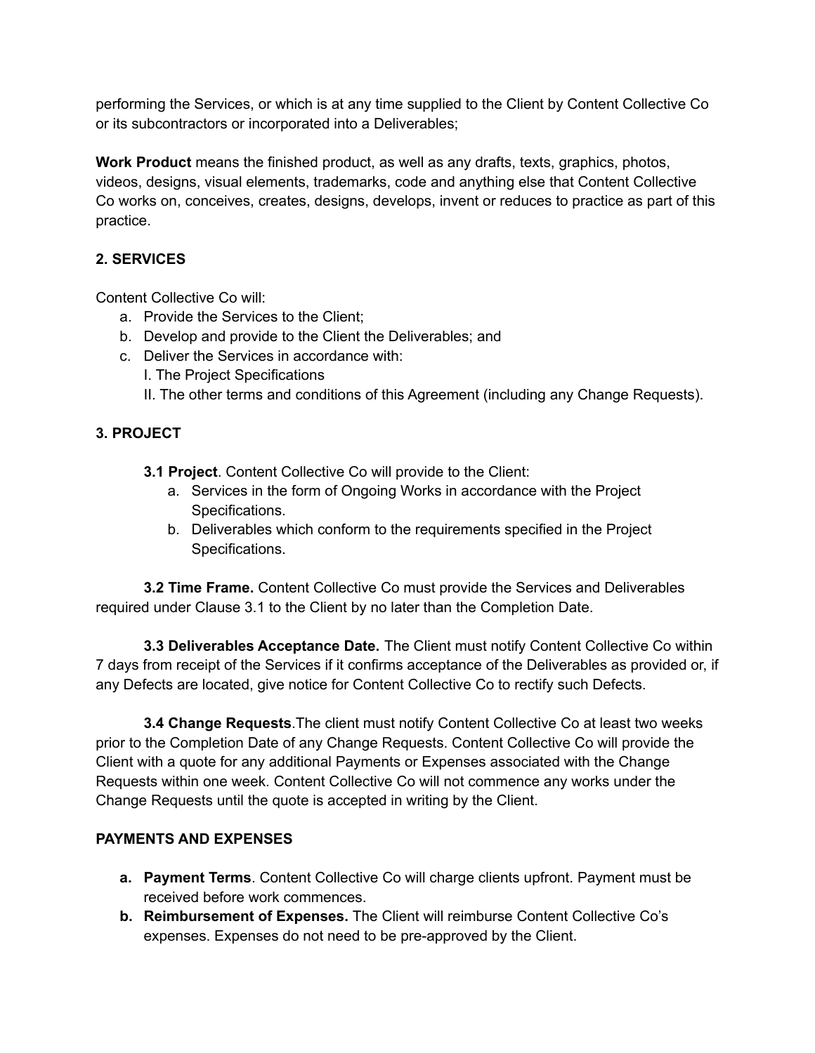performing the Services, or which is at any time supplied to the Client by Content Collective Co or its subcontractors or incorporated into a Deliverables;

**Work Product** means the finished product, as well as any drafts, texts, graphics, photos, videos, designs, visual elements, trademarks, code and anything else that Content Collective Co works on, conceives, creates, designs, develops, invent or reduces to practice as part of this practice.

## 2. SERVICES

Content Collective Co will:

a. Provide the Services to the Client;
b. Develop and provide to the Client the Deliverables; and
c. Deliver the Services in accordance with:
   I. The Project Specifications
   II. The other terms and conditions of this Agreement (including any Change Requests).

## 3. PROJECT

**3.1 Project**. Content Collective Co will provide to the Client:

a. Services in the form of Ongoing Works in accordance with the Project Specifications.
b. Deliverables which conform to the requirements specified in the Project Specifications.

**3.2 Time Frame.** Content Collective Co must provide the Services and Deliverables required under Clause 3.1 to the Client by no later than the Completion Date.

**3.3 Deliverables Acceptance Date.** The Client must notify Content Collective Co within 7 days from receipt of the Services if it confirms acceptance of the Deliverables as provided or, if any Defects are located, give notice for Content Collective Co to rectify such Defects.

**3.4 Change Requests**.The client must notify Content Collective Co at least two weeks prior to the Completion Date of any Change Requests. Content Collective Co will provide the Client with a quote for any additional Payments or Expenses associated with the Change Requests within one week. Content Collective Co will not commence any works under the Change Requests until the quote is accepted in writing by the Client.

## PAYMENTS AND EXPENSES

a. **Payment Terms**. Content Collective Co will charge clients upfront. Payment must be received before work commences.
b. **Reimbursement of Expenses.** The Client will reimburse Content Collective Co's expenses. Expenses do not need to be pre-approved by the Client.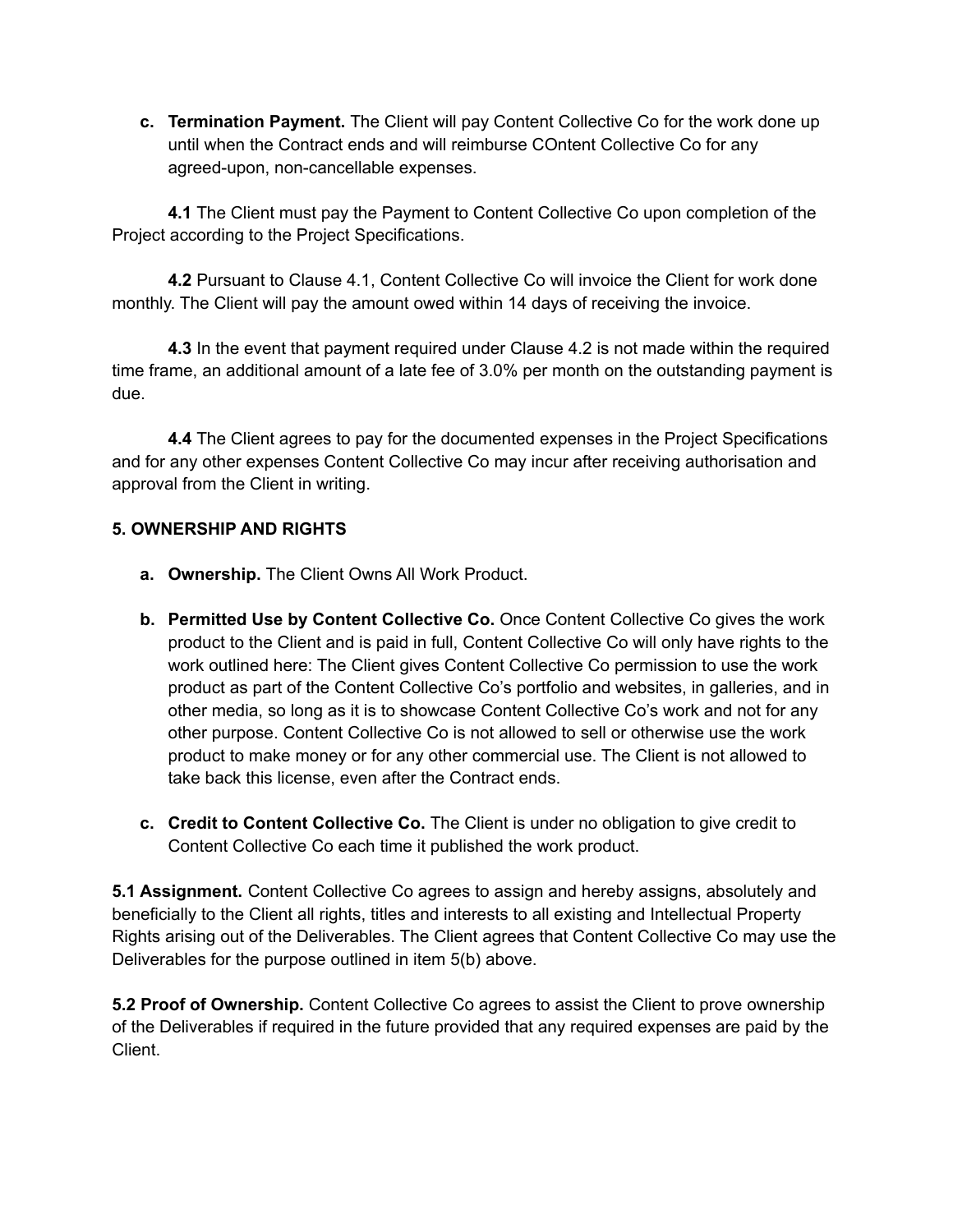c. **Termination Payment.** The Client will pay Content Collective Co for the work done up until when the Contract ends and will reimburse COntent Collective Co for any agreed-upon, non-cancellable expenses.

**4.1** The Client must pay the Payment to Content Collective Co upon completion of the Project according to the Project Specifications.

**4.2** Pursuant to Clause 4.1, Content Collective Co will invoice the Client for work done monthly. The Client will pay the amount owed within 14 days of receiving the invoice.

**4.3** In the event that payment required under Clause 4.2 is not made within the required time frame, an additional amount of a late fee of 3.0% per month on the outstanding payment is due.

**4.4** The Client agrees to pay for the documented expenses in the Project Specifications and for any other expenses Content Collective Co may incur after receiving authorisation and approval from the Client in writing.

**5. OWNERSHIP AND RIGHTS**

a. **Ownership.** The Client Owns All Work Product.

b. **Permitted Use by Content Collective Co.** Once Content Collective Co gives the work product to the Client and is paid in full, Content Collective Co will only have rights to the work outlined here: The Client gives Content Collective Co permission to use the work product as part of the Content Collective Co's portfolio and websites, in galleries, and in other media, so long as it is to showcase Content Collective Co's work and not for any other purpose. Content Collective Co is not allowed to sell or otherwise use the work product to make money or for any other commercial use. The Client is not allowed to take back this license, even after the Contract ends.

c. **Credit to Content Collective Co.** The Client is under no obligation to give credit to Content Collective Co each time it published the work product.

**5.1 Assignment.** Content Collective Co agrees to assign and hereby assigns, absolutely and beneficially to the Client all rights, titles and interests to all existing and Intellectual Property Rights arising out of the Deliverables. The Client agrees that Content Collective Co may use the Deliverables for the purpose outlined in item 5(b) above.

**5.2 Proof of Ownership.** Content Collective Co agrees to assist the Client to prove ownership of the Deliverables if required in the future provided that any required expenses are paid by the Client.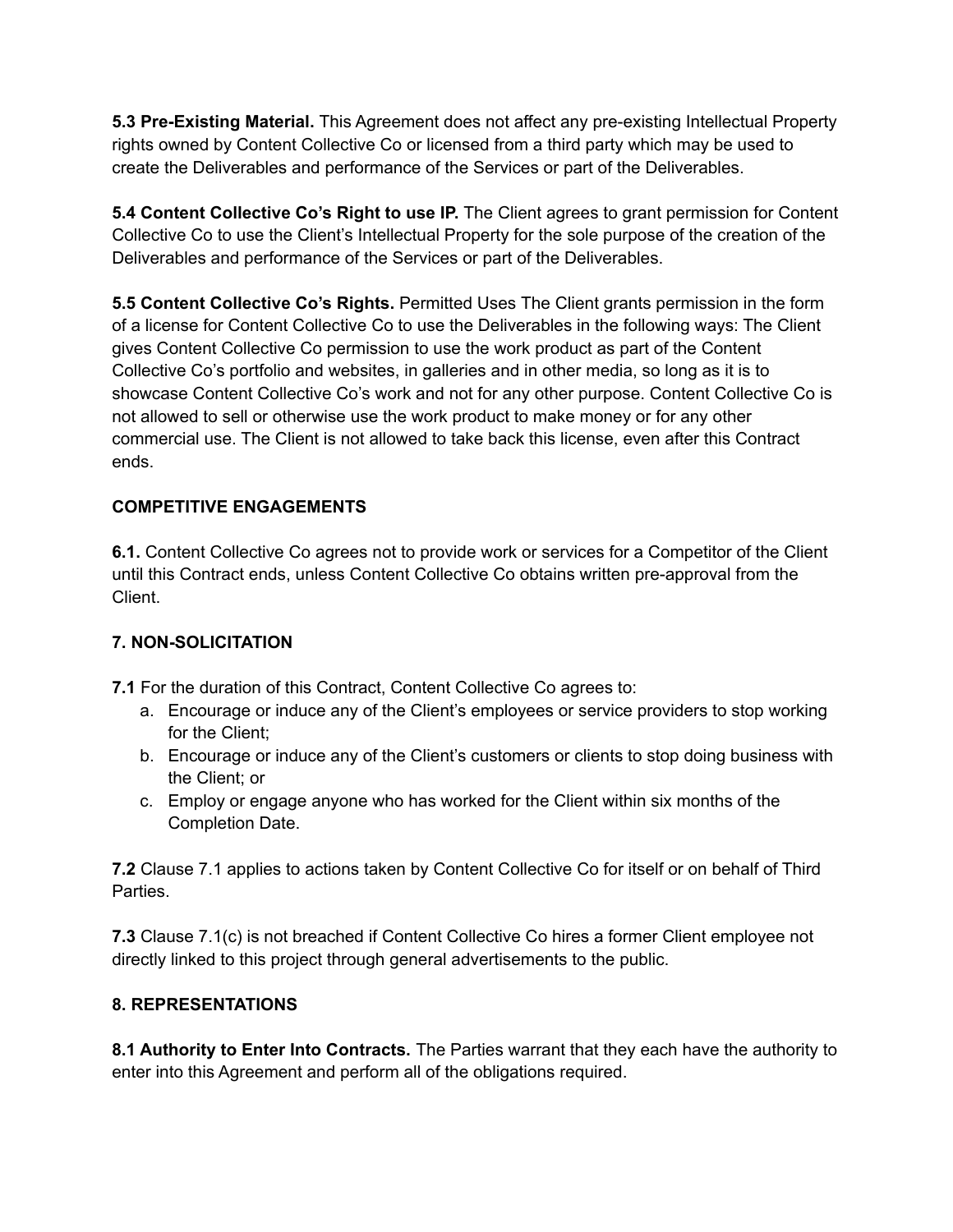**5.3 Pre-Existing Material.** This Agreement does not affect any pre-existing Intellectual Property rights owned by Content Collective Co or licensed from a third party which may be used to create the Deliverables and performance of the Services or part of the Deliverables.

**5.4 Content Collective Co's Right to use IP.** The Client agrees to grant permission for Content Collective Co to use the Client's Intellectual Property for the sole purpose of the creation of the Deliverables and performance of the Services or part of the Deliverables.

**5.5 Content Collective Co's Rights.** Permitted Uses The Client grants permission in the form of a license for Content Collective Co to use the Deliverables in the following ways: The Client gives Content Collective Co permission to use the work product as part of the Content Collective Co's portfolio and websites, in galleries and in other media, so long as it is to showcase Content Collective Co's work and not for any other purpose. Content Collective Co is not allowed to sell or otherwise use the work product to make money or for any other commercial use. The Client is not allowed to take back this license, even after this Contract ends.

**COMPETITIVE ENGAGEMENTS**

**6.1.** Content Collective Co agrees not to provide work or services for a Competitor of the Client until this Contract ends, unless Content Collective Co obtains written pre-approval from the Client.

**7. NON-SOLICITATION**

**7.1** For the duration of this Contract, Content Collective Co agrees to:

a. Encourage or induce any of the Client's employees or service providers to stop working for the Client;
b. Encourage or induce any of the Client's customers or clients to stop doing business with the Client; or
c. Employ or engage anyone who has worked for the Client within six months of the Completion Date.

**7.2** Clause 7.1 applies to actions taken by Content Collective Co for itself or on behalf of Third Parties.

**7.3** Clause 7.1(c) is not breached if Content Collective Co hires a former Client employee not directly linked to this project through general advertisements to the public.

**8. REPRESENTATIONS**

**8.1 Authority to Enter Into Contracts.** The Parties warrant that they each have the authority to enter into this Agreement and perform all of the obligations required.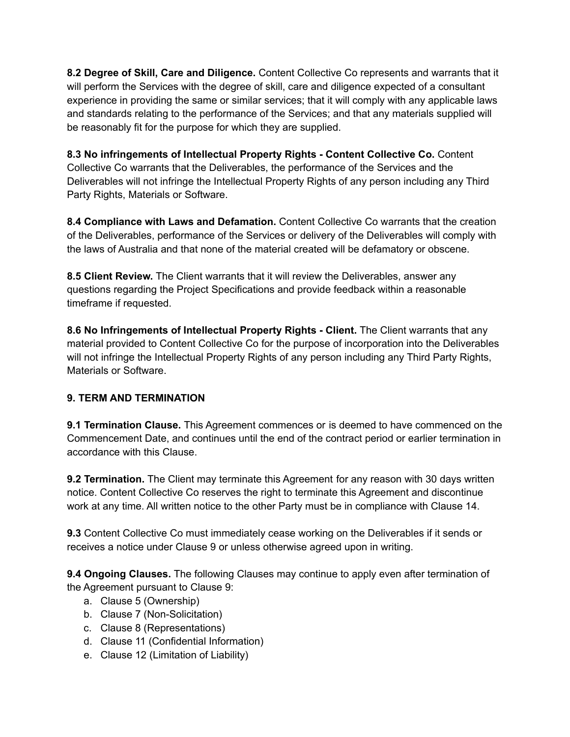**8.2 Degree of Skill, Care and Diligence.** Content Collective Co represents and warrants that it will perform the Services with the degree of skill, care and diligence expected of a consultant experience in providing the same or similar services; that it will comply with any applicable laws and standards relating to the performance of the Services; and that any materials supplied will be reasonably fit for the purpose for which they are supplied.

**8.3 No infringements of Intellectual Property Rights - Content Collective Co.** Content Collective Co warrants that the Deliverables, the performance of the Services and the Deliverables will not infringe the Intellectual Property Rights of any person including any Third Party Rights, Materials or Software.

**8.4 Compliance with Laws and Defamation.** Content Collective Co warrants that the creation of the Deliverables, performance of the Services or delivery of the Deliverables will comply with the laws of Australia and that none of the material created will be defamatory or obscene.

**8.5 Client Review.** The Client warrants that it will review the Deliverables, answer any questions regarding the Project Specifications and provide feedback within a reasonable timeframe if requested.

**8.6 No Infringements of Intellectual Property Rights - Client.** The Client warrants that any material provided to Content Collective Co for the purpose of incorporation into the Deliverables will not infringe the Intellectual Property Rights of any person including any Third Party Rights, Materials or Software.

## 9. TERM AND TERMINATION

**9.1 Termination Clause.** This Agreement commences or is deemed to have commenced on the Commencement Date, and continues until the end of the contract period or earlier termination in accordance with this Clause.

**9.2 Termination.** The Client may terminate this Agreement for any reason with 30 days written notice. Content Collective Co reserves the right to terminate this Agreement and discontinue work at any time. All written notice to the other Party must be in compliance with Clause 14.

**9.3** Content Collective Co must immediately cease working on the Deliverables if it sends or receives a notice under Clause 9 or unless otherwise agreed upon in writing.

**9.4 Ongoing Clauses.** The following Clauses may continue to apply even after termination of the Agreement pursuant to Clause 9:

a. Clause 5 (Ownership)
b. Clause 7 (Non-Solicitation)
c. Clause 8 (Representations)
d. Clause 11 (Confidential Information)
e. Clause 12 (Limitation of Liability)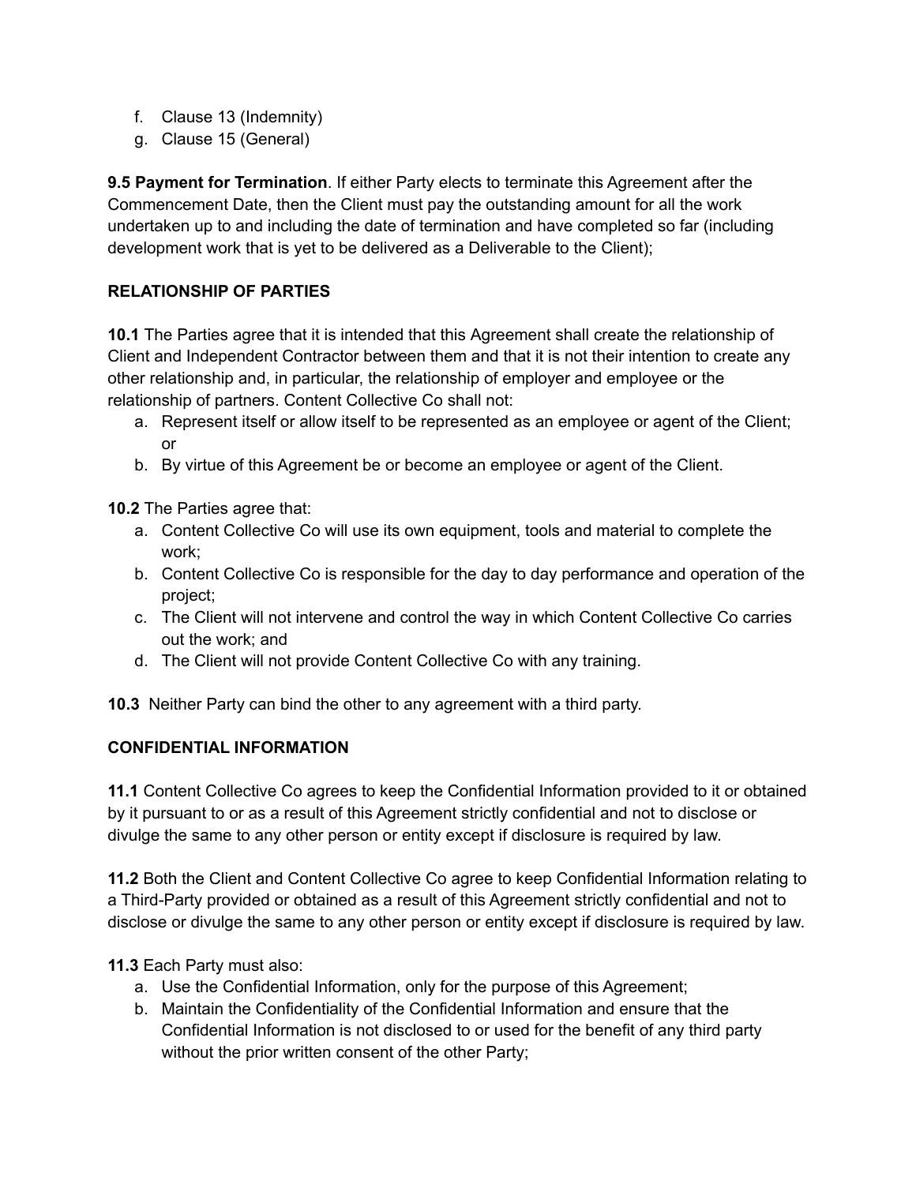f. Clause 13 (Indemnity)
g. Clause 15 (General)

**9.5 Payment for Termination**. If either Party elects to terminate this Agreement after the Commencement Date, then the Client must pay the outstanding amount for all the work undertaken up to and including the date of termination and have completed so far (including development work that is yet to be delivered as a Deliverable to the Client);

**RELATIONSHIP OF PARTIES**

**10.1** The Parties agree that it is intended that this Agreement shall create the relationship of Client and Independent Contractor between them and that it is not their intention to create any other relationship and, in particular, the relationship of employer and employee or the relationship of partners. Content Collective Co shall not:

a. Represent itself or allow itself to be represented as an employee or agent of the Client; or
b. By virtue of this Agreement be or become an employee or agent of the Client.

**10.2** The Parties agree that:

a. Content Collective Co will use its own equipment, tools and material to complete the work;
b. Content Collective Co is responsible for the day to day performance and operation of the project;
c. The Client will not intervene and control the way in which Content Collective Co carries out the work; and
d. The Client will not provide Content Collective Co with any training.

**10.3** Neither Party can bind the other to any agreement with a third party.

**CONFIDENTIAL INFORMATION**

**11.1** Content Collective Co agrees to keep the Confidential Information provided to it or obtained by it pursuant to or as a result of this Agreement strictly confidential and not to disclose or divulge the same to any other person or entity except if disclosure is required by law.

**11.2** Both the Client and Content Collective Co agree to keep Confidential Information relating to a Third-Party provided or obtained as a result of this Agreement strictly confidential and not to disclose or divulge the same to any other person or entity except if disclosure is required by law.

**11.3** Each Party must also:

a. Use the Confidential Information, only for the purpose of this Agreement;
b. Maintain the Confidentiality of the Confidential Information and ensure that the Confidential Information is not disclosed to or used for the benefit of any third party without the prior written consent of the other Party;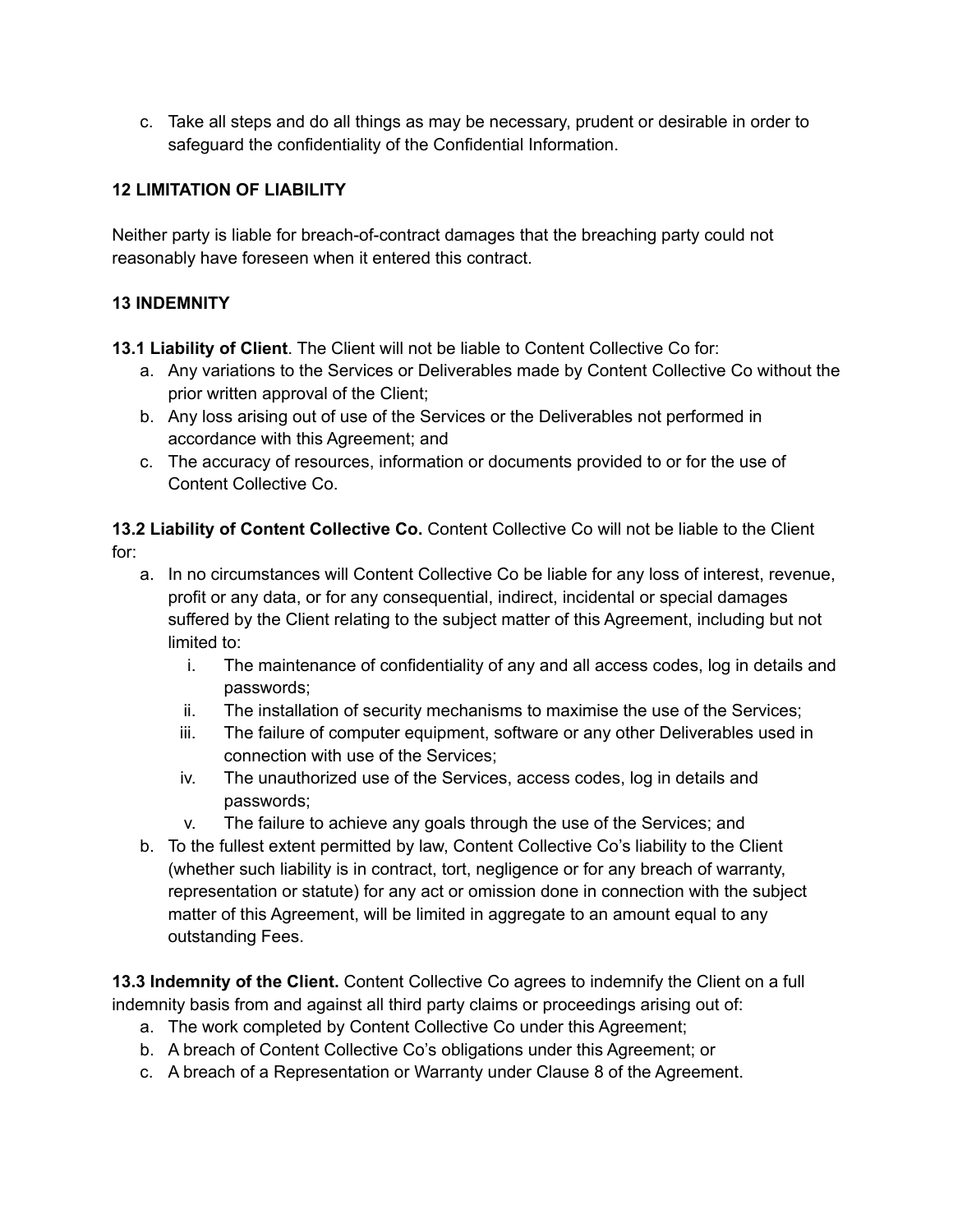c. Take all steps and do all things as may be necessary, prudent or desirable in order to safeguard the confidentiality of the Confidential Information.

## 12 LIMITATION OF LIABILITY

Neither party is liable for breach-of-contract damages that the breaching party could not reasonably have foreseen when it entered this contract.

## 13 INDEMNITY

**13.1 Liability of Client**. The Client will not be liable to Content Collective Co for:

a. Any variations to the Services or Deliverables made by Content Collective Co without the prior written approval of the Client;
b. Any loss arising out of use of the Services or the Deliverables not performed in accordance with this Agreement; and
c. The accuracy of resources, information or documents provided to or for the use of Content Collective Co.

**13.2 Liability of Content Collective Co.** Content Collective Co will not be liable to the Client for:

a. In no circumstances will Content Collective Co be liable for any loss of interest, revenue, profit or any data, or for any consequential, indirect, incidental or special damages suffered by the Client relating to the subject matter of this Agreement, including but not limited to:
   i. The maintenance of confidentiality of any and all access codes, log in details and passwords;
   ii. The installation of security mechanisms to maximise the use of the Services;
   iii. The failure of computer equipment, software or any other Deliverables used in connection with use of the Services;
   iv. The unauthorized use of the Services, access codes, log in details and passwords;
   v. The failure to achieve any goals through the use of the Services; and
b. To the fullest extent permitted by law, Content Collective Co's liability to the Client (whether such liability is in contract, tort, negligence or for any breach of warranty, representation or statute) for any act or omission done in connection with the subject matter of this Agreement, will be limited in aggregate to an amount equal to any outstanding Fees.

**13.3 Indemnity of the Client.** Content Collective Co agrees to indemnify the Client on a full indemnity basis from and against all third party claims or proceedings arising out of:

a. The work completed by Content Collective Co under this Agreement;
b. A breach of Content Collective Co's obligations under this Agreement; or
c. A breach of a Representation or Warranty under Clause 8 of the Agreement.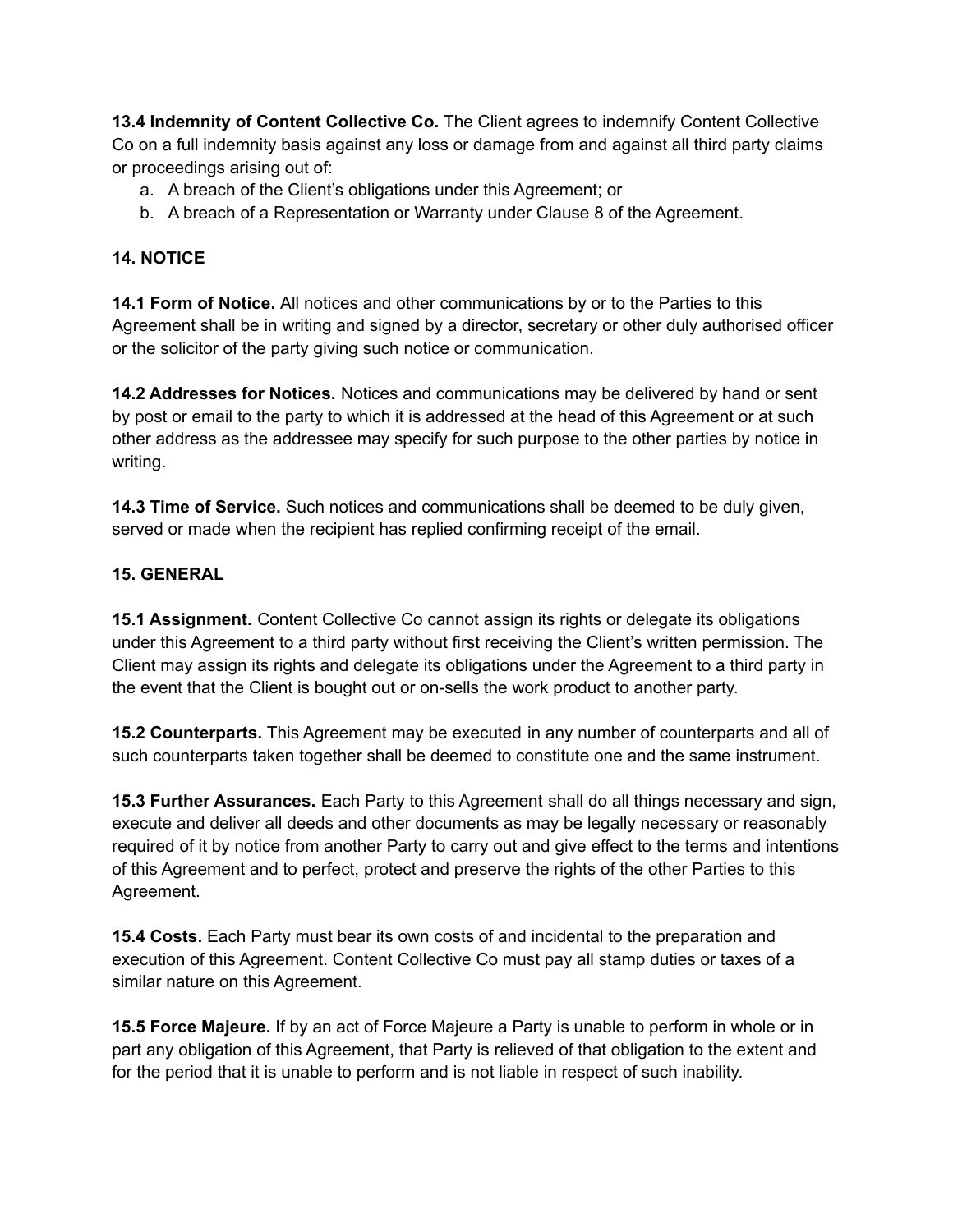**13.4 Indemnity of Content Collective Co.** The Client agrees to indemnify Content Collective Co on a full indemnity basis against any loss or damage from and against all third party claims or proceedings arising out of:

a. A breach of the Client's obligations under this Agreement; or
b. A breach of a Representation or Warranty under Clause 8 of the Agreement.

**14. NOTICE**

**14.1 Form of Notice.** All notices and other communications by or to the Parties to this Agreement shall be in writing and signed by a director, secretary or other duly authorised officer or the solicitor of the party giving such notice or communication.

**14.2 Addresses for Notices.** Notices and communications may be delivered by hand or sent by post or email to the party to which it is addressed at the head of this Agreement or at such other address as the addressee may specify for such purpose to the other parties by notice in writing.

**14.3 Time of Service.** Such notices and communications shall be deemed to be duly given, served or made when the recipient has replied confirming receipt of the email.

**15. GENERAL**

**15.1 Assignment.** Content Collective Co cannot assign its rights or delegate its obligations under this Agreement to a third party without first receiving the Client's written permission. The Client may assign its rights and delegate its obligations under the Agreement to a third party in the event that the Client is bought out or on-sells the work product to another party.

**15.2 Counterparts.** This Agreement may be executed in any number of counterparts and all of such counterparts taken together shall be deemed to constitute one and the same instrument.

**15.3 Further Assurances.** Each Party to this Agreement shall do all things necessary and sign, execute and deliver all deeds and other documents as may be legally necessary or reasonably required of it by notice from another Party to carry out and give effect to the terms and intentions of this Agreement and to perfect, protect and preserve the rights of the other Parties to this Agreement.

**15.4 Costs.** Each Party must bear its own costs of and incidental to the preparation and execution of this Agreement. Content Collective Co must pay all stamp duties or taxes of a similar nature on this Agreement.

**15.5 Force Majeure.** If by an act of Force Majeure a Party is unable to perform in whole or in part any obligation of this Agreement, that Party is relieved of that obligation to the extent and for the period that it is unable to perform and is not liable in respect of such inability.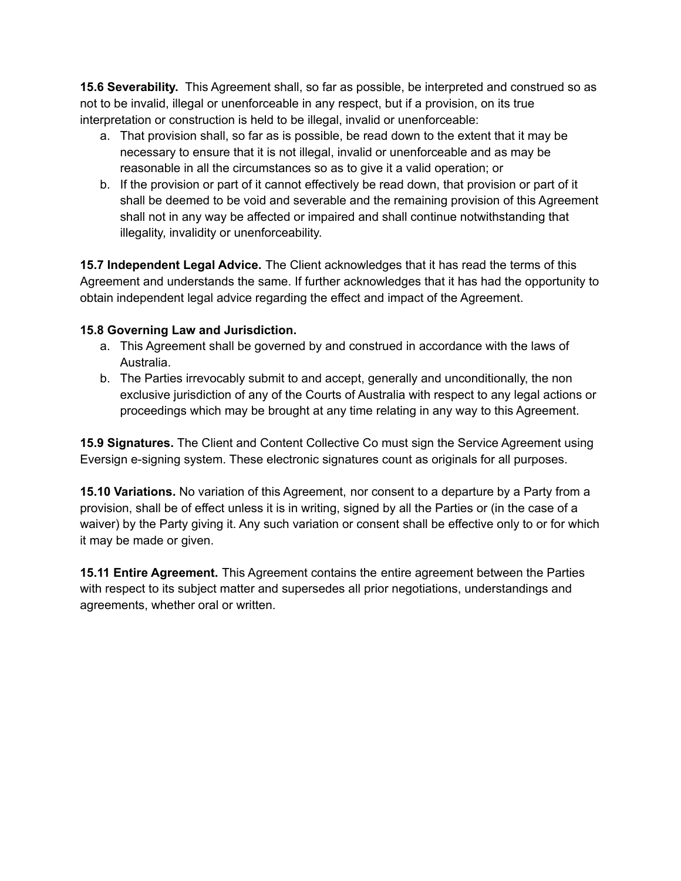**15.6 Severability.** This Agreement shall, so far as possible, be interpreted and construed so as not to be invalid, illegal or unenforceable in any respect, but if a provision, on its true interpretation or construction is held to be illegal, invalid or unenforceable:

a. That provision shall, so far as is possible, be read down to the extent that it may be necessary to ensure that it is not illegal, invalid or unenforceable and as may be reasonable in all the circumstances so as to give it a valid operation; or
b. If the provision or part of it cannot effectively be read down, that provision or part of it shall be deemed to be void and severable and the remaining provision of this Agreement shall not in any way be affected or impaired and shall continue notwithstanding that illegality, invalidity or unenforceability.

**15.7 Independent Legal Advice.** The Client acknowledges that it has read the terms of this Agreement and understands the same. If further acknowledges that it has had the opportunity to obtain independent legal advice regarding the effect and impact of the Agreement.

**15.8 Governing Law and Jurisdiction.**

a. This Agreement shall be governed by and construed in accordance with the laws of Australia.
b. The Parties irrevocably submit to and accept, generally and unconditionally, the non exclusive jurisdiction of any of the Courts of Australia with respect to any legal actions or proceedings which may be brought at any time relating in any way to this Agreement.

**15.9 Signatures.** The Client and Content Collective Co must sign the Service Agreement using Eversign e-signing system. These electronic signatures count as originals for all purposes.

**15.10 Variations.** No variation of this Agreement, nor consent to a departure by a Party from a provision, shall be of effect unless it is in writing, signed by all the Parties or (in the case of a waiver) by the Party giving it. Any such variation or consent shall be effective only to or for which it may be made or given.

**15.11 Entire Agreement.** This Agreement contains the entire agreement between the Parties with respect to its subject matter and supersedes all prior negotiations, understandings and agreements, whether oral or written.